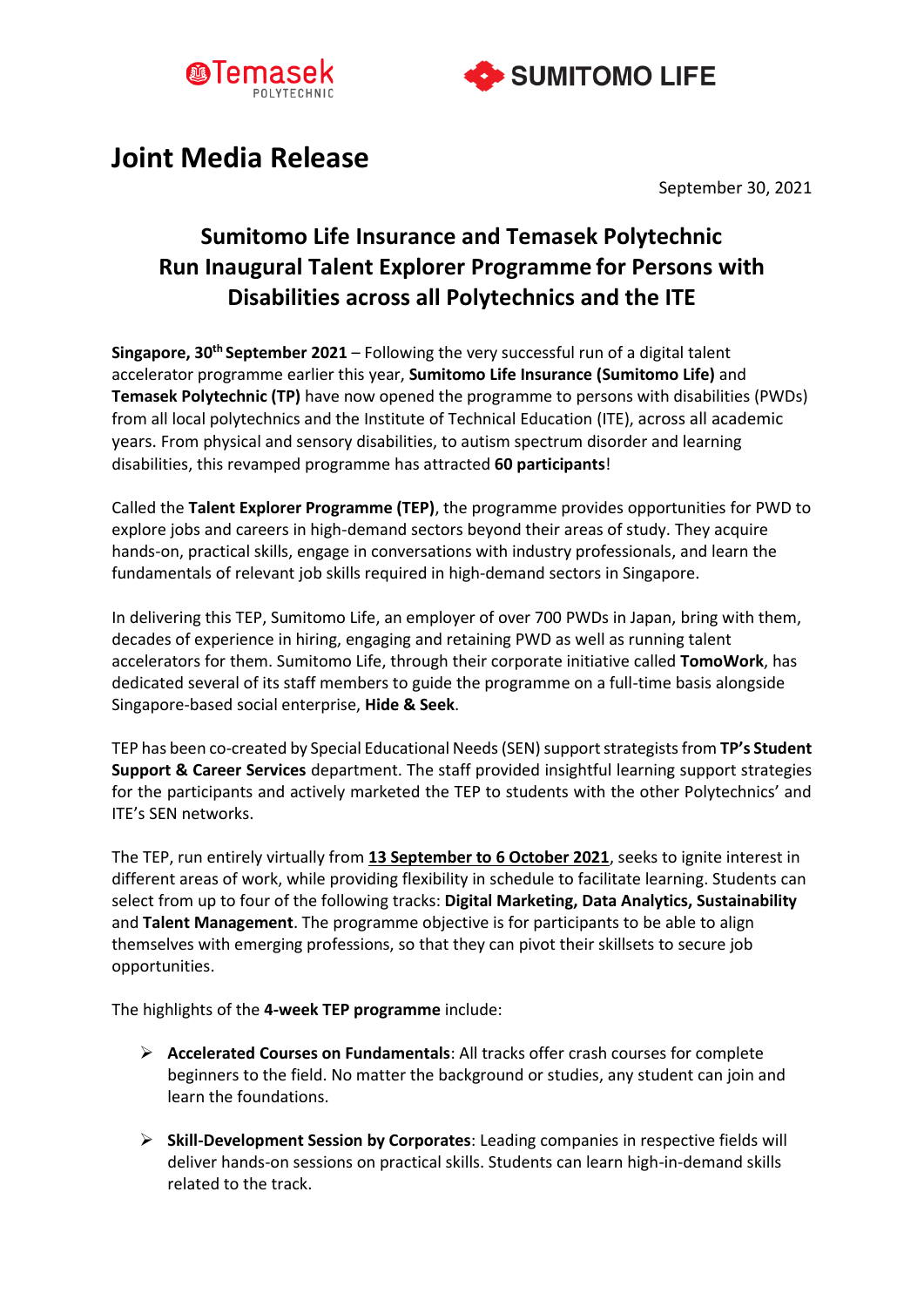# Joint Media Release

September 30, 2021

## Sumitomo Life Insurance and Temasek Polytechnic Run Inaugural Talent Explorer Programme for Persons with Disabilities across all Polytechnics and the ITE

**Singapore, 30th September 2021** – Following the very successful run of a digital talent accelerator programme earlier this year, **Sumitomo Life Insurance (Sumitomo Life)** and **Temasek Polytechnic (TP)** have now opened the programme to persons with disabilities (PWDs) from all local polytechnics and the Institute of Technical Education (ITE), across all academic years. From physical and sensory disabilities, to autism spectrum disorder and learning disabilities, this revamped programme has attracted **60 participants**!

Called the **Talent Explorer Programme (TEP)**, the programme provides opportunities for PWD to explore jobs and careers in high-demand sectors beyond their areas of study. They acquire hands-on, practical skills, engage in conversations with industry professionals, and learn the fundamentals of relevant job skills required in high-demand sectors in Singapore.

In delivering this TEP, Sumitomo Life, an employer of over 700 PWDs in Japan, bring with them, decades of experience in hiring, engaging and retaining PWD as well as running talent accelerators for them. Sumitomo Life, through their corporate initiative called **TomoWork**, has dedicated several of its staff members to guide the programme on a full-time basis alongside Singapore-based social enterprise, **Hide & Seek**.

TEP has been co-created by Special Educational Needs (SEN) support strategists from **TP's Student Support & Career Services** department. The staff provided insightful learning support strategies for the participants and actively marketed the TEP to students with the other Polytechnics' and ITE's SEN networks.

The TEP, run entirely virtually from **13 September to 6 October 2021**, seeks to ignite interest in different areas of work, while providing flexibility in schedule to facilitate learning. Students can select from up to four of the following tracks: **Digital Marketing, Data Analytics, Sustainability** and **Talent Management**. The programme objective is for participants to be able to align themselves with emerging professions, so that they can pivot their skillsets to secure job opportunities.

The highlights of the **4-week TEP programme** include:

- **Accelerated Courses on Fundamentals**: All tracks offer crash courses for complete beginners to the field. No matter the background or studies, any student can join and learn the foundations.
- **Skill-Development Session by Corporates**: Leading companies in respective fields will deliver hands-on sessions on practical skills. Students can learn high-in-demand skills related to the track.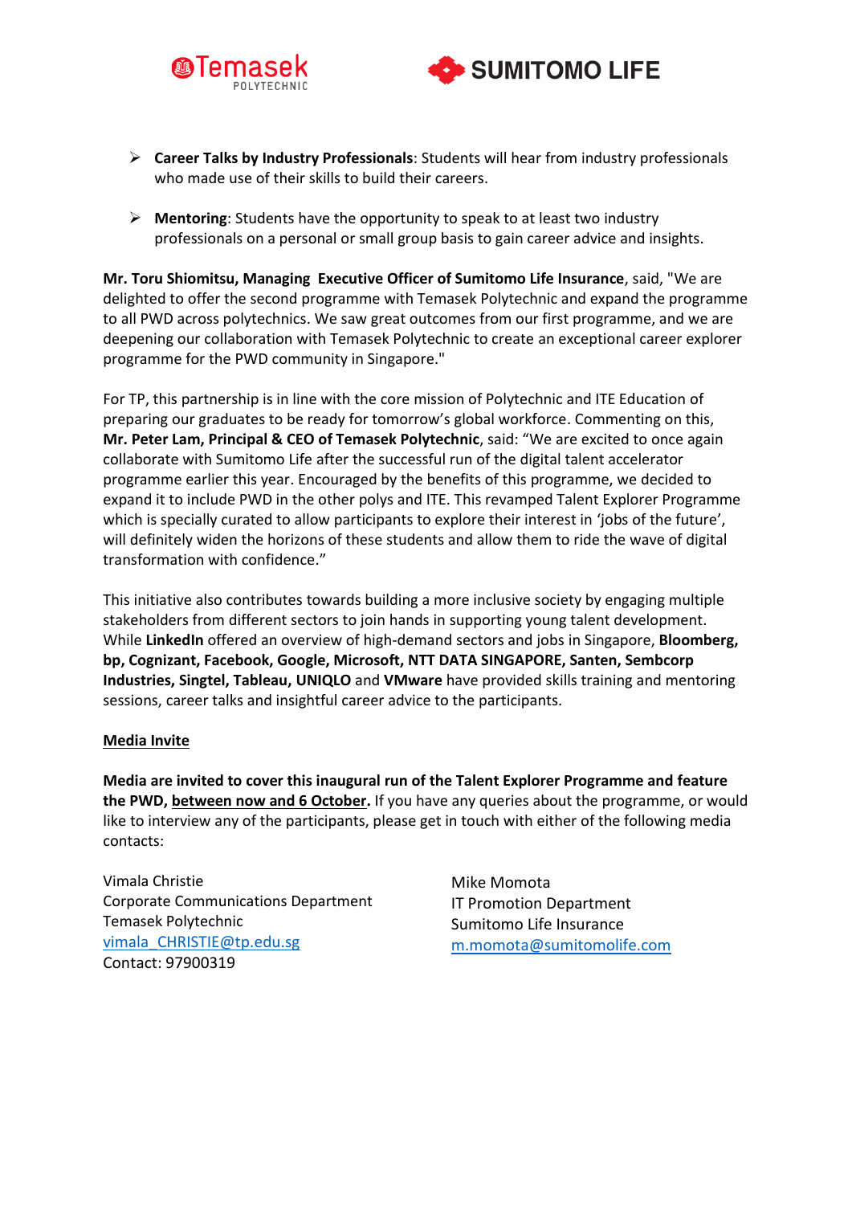- **Career Talks by Industry Professionals**: Students will hear from industry professionals who made use of their skills to build their careers.

- **Mentoring**: Students have the opportunity to speak to at least two industry professionals on a personal or small group basis to gain career advice and insights.

**Mr. Toru Shiomitsu, Managing Executive Officer of Sumitomo Life Insurance**, said, "We are delighted to offer the second programme with Temasek Polytechnic and expand the programme to all PWD across polytechnics. We saw great outcomes from our first programme, and we are deepening our collaboration with Temasek Polytechnic to create an exceptional career explorer programme for the PWD community in Singapore."

For TP, this partnership is in line with the core mission of Polytechnic and ITE Education of preparing our graduates to be ready for tomorrow's global workforce. Commenting on this, **Mr. Peter Lam, Principal & CEO of Temasek Polytechnic**, said: "We are excited to once again collaborate with Sumitomo Life after the successful run of the digital talent accelerator programme earlier this year. Encouraged by the benefits of this programme, we decided to expand it to include PWD in the other polys and ITE. This revamped Talent Explorer Programme which is specially curated to allow participants to explore their interest in 'jobs of the future', will definitely widen the horizons of these students and allow them to ride the wave of digital transformation with confidence."

This initiative also contributes towards building a more inclusive society by engaging multiple stakeholders from different sectors to join hands in supporting young talent development. While **LinkedIn** offered an overview of high-demand sectors and jobs in Singapore, **Bloomberg, bp, Cognizant, Facebook, Google, Microsoft, NTT DATA SINGAPORE, Santen, Sembcorp Industries, Singtel, Tableau, UNIQLO** and **VMware** have provided skills training and mentoring sessions, career talks and insightful career advice to the participants.

**Media Invite**

**Media are invited to cover this inaugural run of the Talent Explorer Programme and feature the PWD, between now and 6 October.** If you have any queries about the programme, or would like to interview any of the participants, please get in touch with either of the following media contacts:

Vimala Christie
Corporate Communications Department
Temasek Polytechnic
vimala_CHRISTIE@tp.edu.sg
Contact: 97900319

Mike Momota
IT Promotion Department
Sumitomo Life Insurance
m.momota@sumitomolife.com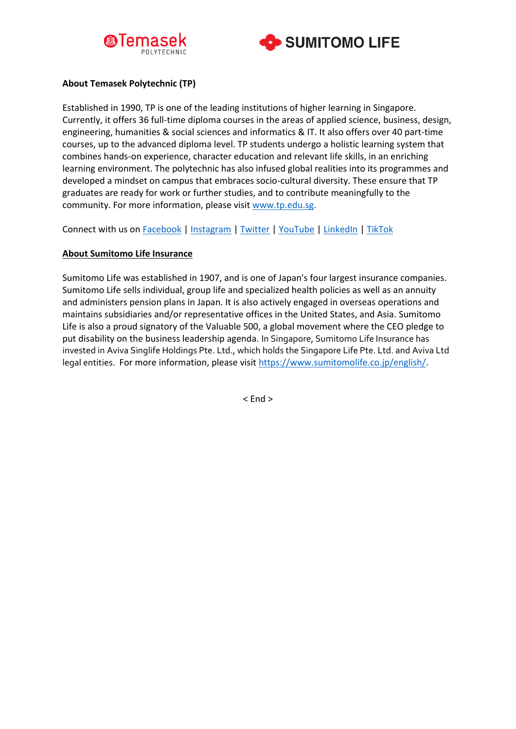**About Temasek Polytechnic (TP)**

Established in 1990, TP is one of the leading institutions of higher learning in Singapore. Currently, it offers 36 full-time diploma courses in the areas of applied science, business, design, engineering, humanities & social sciences and informatics & IT. It also offers over 40 part-time courses, up to the advanced diploma level. TP students undergo a holistic learning system that combines hands-on experience, character education and relevant life skills, in an enriching learning environment. The polytechnic has also infused global realities into its programmes and developed a mindset on campus that embraces socio-cultural diversity. These ensure that TP graduates are ready for work or further studies, and to contribute meaningfully to the community. For more information, please visit [www.tp.edu.sg](http://www.tp.edu.sg).

Connect with us on Facebook | Instagram | Twitter | YouTube | LinkedIn | TikTok

**About Sumitomo Life Insurance**

Sumitomo Life was established in 1907, and is one of Japan's four largest insurance companies. Sumitomo Life sells individual, group life and specialized health policies as well as an annuity and administers pension plans in Japan. It is also actively engaged in overseas operations and maintains subsidiaries and/or representative offices in the United States, and Asia. Sumitomo Life is also a proud signatory of the Valuable 500, a global movement where the CEO pledge to put disability on the business leadership agenda. In Singapore, Sumitomo Life Insurance has invested in Aviva Singlife Holdings Pte. Ltd., which holds the Singapore Life Pte. Ltd. and Aviva Ltd legal entities. For more information, please visit [https://www.sumitomolife.co.jp/english/](https://www.sumitomolife.co.jp/english/).

< End >